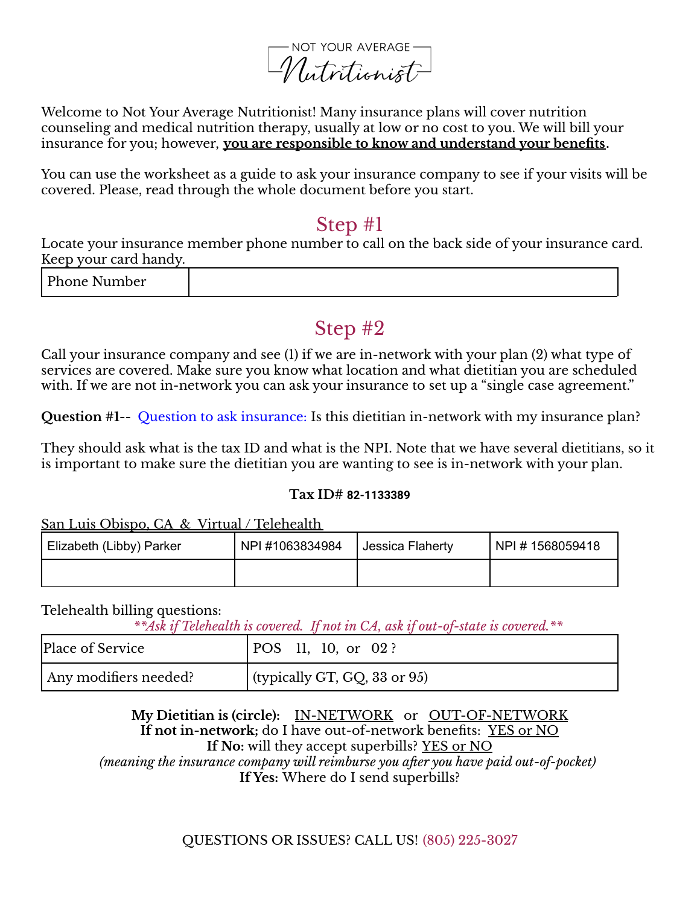NOT YOUR AVERAGE Nutritionist

Welcome to Not Your Average Nutritionist! Many insurance plans will cover nutrition counseling and medical nutrition therapy, usually at low or no cost to you. We will bill your insurance for you; however, **you are responsible to know and understand your benefits**.

You can use the worksheet as a guide to ask your insurance company to see if your visits will be covered. Please, read through the whole document before you start.

## Step #1

Locate your insurance member phone number to call on the back side of your insurance card. Keep your card handy.

| | |
|---|---|
| Phone Number | |

## Step #2

Call your insurance company and see (1) if we are in-network with your plan (2) what type of services are covered. Make sure you know what location and what dietitian you are scheduled with. If we are not in-network you can ask your insurance to set up a "single case agreement."

**Question #1--** Question to ask insurance: Is this dietitian in-network with my insurance plan?

They should ask what is the tax ID and what is the NPI. Note that we have several dietitians, so it is important to make sure the dietitian you are wanting to see is in-network with your plan.

**Tax ID# 82-1133389**

San Luis Obispo, CA & Virtual / Telehealth

| | | | |
|---|---|---|---|
| Elizabeth (Libby) Parker | NPI #1063834984 | Jessica Flaherty | NPI # 1568059418 |
| | | | |

Telehealth billing questions:

*\*\*Ask if Telehealth is covered. If not in CA, ask if out-of-state is covered.\*\**

| | |
|---|---|
| Place of Service | POS 11, 10, or 02 ? |
| Any modifiers needed? | (typically GT, GQ, 33 or 95) |

**My Dietitian is (circle):** IN-NETWORK or OUT-OF-NETWORK
**If not in-network;** do I have out-of-network benefits: YES or NO
**If No:** will they accept superbills? YES or NO
*(meaning the insurance company will reimburse you after you have paid out-of-pocket)*
**If Yes:** Where do I send superbills?

QUESTIONS OR ISSUES? CALL US! (805) 225-3027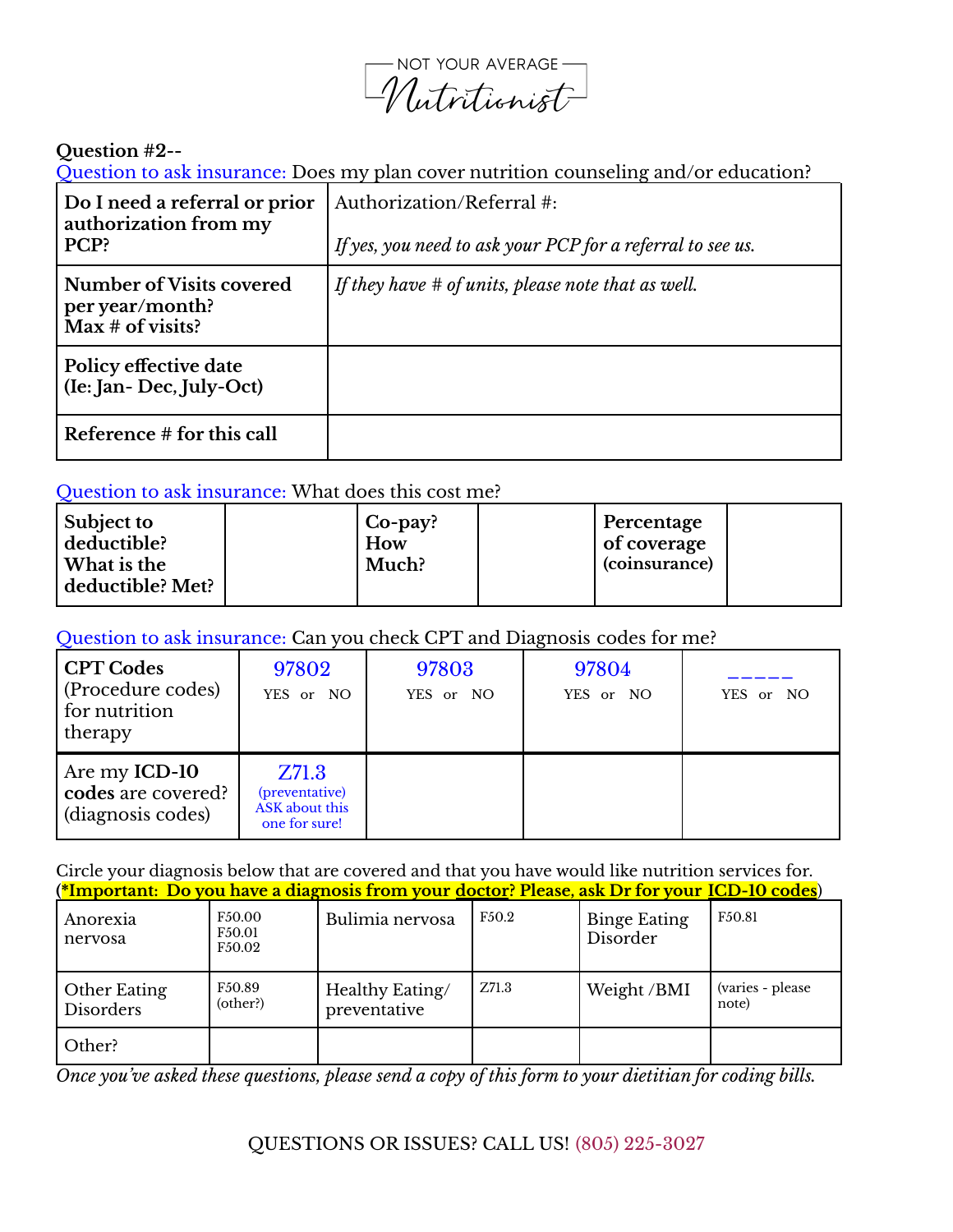NOT YOUR AVERAGE Nutritionist

**Question #2--**

Question to ask insurance: Does my plan cover nutrition counseling and/or education?

| | |
|---|---|
| **Do I need a referral or prior authorization from my PCP?** | Authorization/Referral #:<br><br>*If yes, you need to ask your PCP for a referral to see us.* |
| **Number of Visits covered per year/month? Max # of visits?** | *If they have # of units, please note that as well.* |
| **Policy effective date (Ie: Jan- Dec, July-Oct)** | |
| **Reference # for this call** | |

Question to ask insurance: What does this cost me?

| | | | | | |
|---|---|---|---|---|---|
| **Subject to deductible? What is the deductible? Met?** | | **Co-pay? How Much?** | | **Percentage of coverage (coinsurance)** | |

Question to ask insurance: Can you check CPT and Diagnosis codes for me?

| | | | | |
|---|---|---|---|---|
| **CPT Codes** (Procedure codes) for nutrition therapy | 97802<br>YES or NO | 97803<br>YES or NO | 97804<br>YES or NO | _____<br>YES or NO |
| Are my **ICD-10 codes** are covered? (diagnosis codes) | Z71.3<br>(preventative)<br>ASK about this one for sure! | | | |

Circle your diagnosis below that are covered and that you have would like nutrition services for.
**(*Important: Do you have a diagnosis from your doctor? Please, ask Dr for your ICD-10 codes)**

| | | | | | |
|---|---|---|---|---|---|
| Anorexia nervosa | F50.00<br>F50.01<br>F50.02 | Bulimia nervosa | F50.2 | Binge Eating Disorder | F50.81 |
| Other Eating Disorders | F50.89<br>(other?) | Healthy Eating/ preventative | Z71.3 | Weight /BMI | (varies - please note) |
| Other? | | | | | |

*Once you've asked these questions, please send a copy of this form to your dietitian for coding bills.*

QUESTIONS OR ISSUES? CALL US! (805) 225-3027